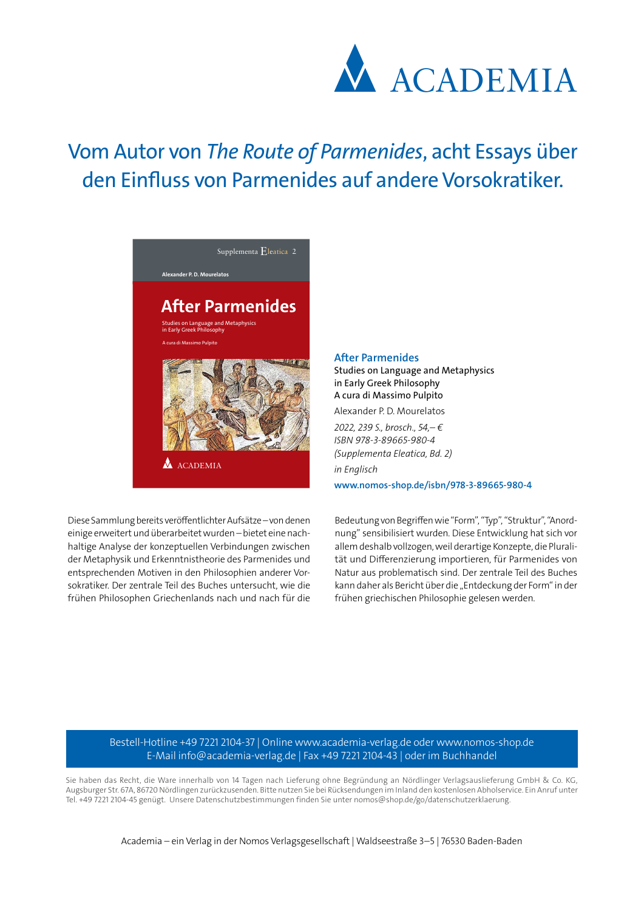ACADEMIA

# Vom Autor von *The Route of Parmenides*, acht Essays über den Einfluss von Parmenides auf andere Vorsokratiker.

**After Parmenides**
Studies on Language and Metaphysics
in Early Greek Philosophy
A cura di Massimo Pulpito

Alexander P. D. Mourelatos

*2022, 239 S., brosch., 54,– €*
*ISBN 978-3-89665-980-4*
*(Supplementa Eleatica, Bd. 2)*

*in Englisch*

**www.nomos-shop.de/isbn/978-3-89665-980-4**

Diese Sammlung bereits veröffentlichter Aufsätze – von denen einige erweitert und überarbeitet wurden – bietet eine nachhaltige Analyse der konzeptuellen Verbindungen zwischen der Metaphysik und Erkenntnistheorie des Parmenides und entsprechenden Motiven in den Philosophien anderer Vorsokratiker. Der zentrale Teil des Buches untersucht, wie die frühen Philosophen Griechenlands nach und nach für die Bedeutung von Begriffen wie "Form", "Typ", "Struktur", "Anordnung" sensibilisiert wurden. Diese Entwicklung hat sich vor allem deshalb vollzogen, weil derartige Konzepte, die Pluralität und Differenzierung importieren, für Parmenides von Natur aus problematisch sind. Der zentrale Teil des Buches kann daher als Bericht über die „Entdeckung der Form" in der frühen griechischen Philosophie gelesen werden.

Bestell-Hotline +49 7221 2104-37 | Online www.academia-verlag.de oder www.nomos-shop.de
E-Mail info@academia-verlag.de | Fax +49 7221 2104-43 | oder im Buchhandel

Sie haben das Recht, die Ware innerhalb von 14 Tagen nach Lieferung ohne Begründung an Nördlinger Verlagsauslieferung GmbH & Co. KG, Augsburger Str. 67A, 86720 Nördlingen zurückzusenden. Bitte nutzen Sie bei Rücksendungen im Inland den kostenlosen Abholservice. Ein Anruf unter Tel. +49 7221 2104-45 genügt. Unsere Datenschutzbestimmungen finden Sie unter nomos@shop.de/go/datenschutzerklaerung.

Academia – ein Verlag in der Nomos Verlagsgesellschaft | Waldseestraße 3–5 | 76530 Baden-Baden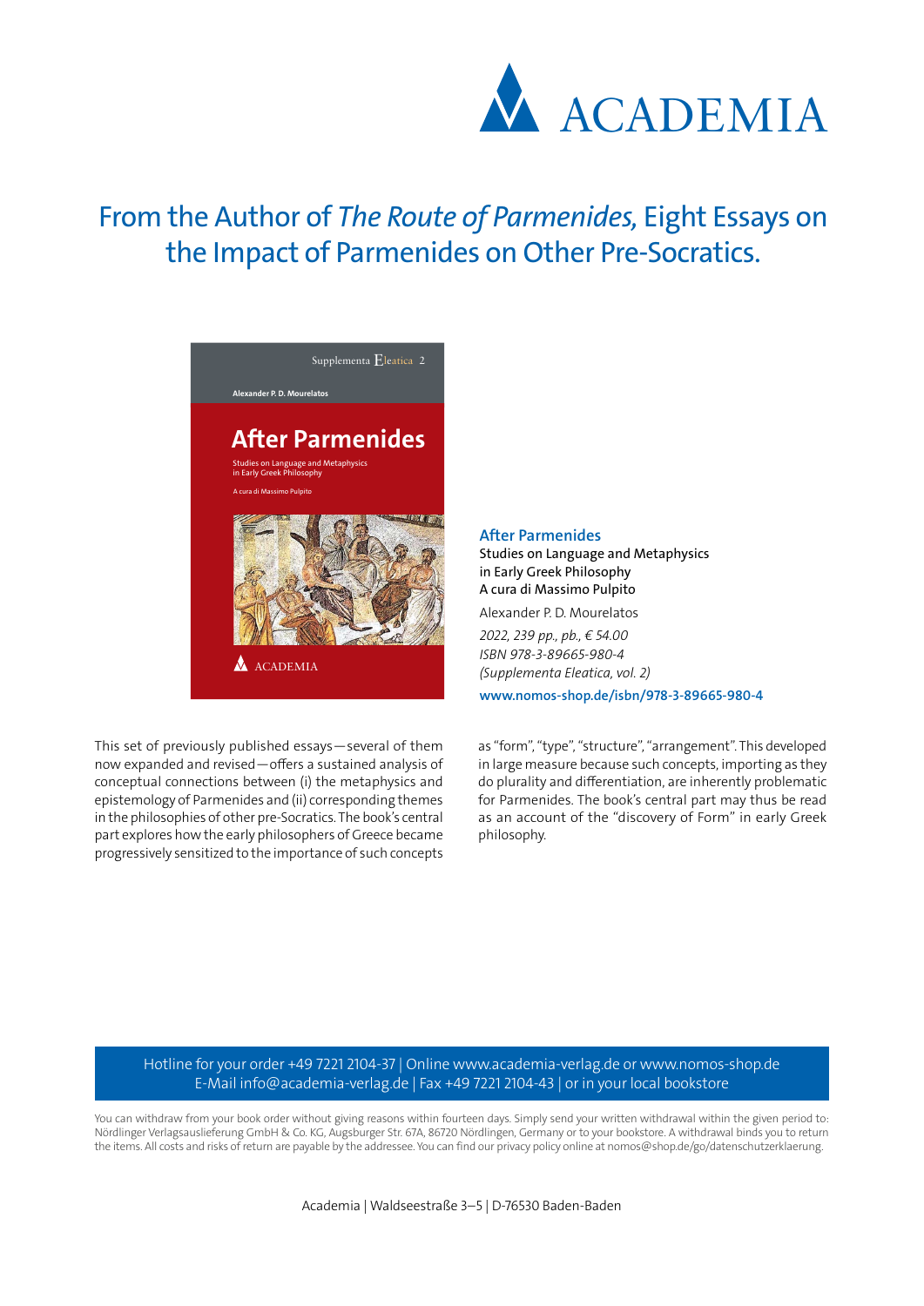ACADEMIA

# From the Author of *The Route of Parmenides*, Eight Essays on the Impact of Parmenides on Other Pre-Socratics.

**After Parmenides**
Studies on Language and Metaphysics
in Early Greek Philosophy
A cura di Massimo Pulpito

Alexander P. D. Mourelatos

*2022, 239 pp., pb., € 54.00*
*ISBN 978-3-89665-980-4*
*(Supplementa Eleatica, vol. 2)*

www.nomos-shop.de/isbn/978-3-89665-980-4

This set of previously published essays—several of them now expanded and revised—offers a sustained analysis of conceptual connections between (i) the metaphysics and epistemology of Parmenides and (ii) corresponding themes in the philosophies of other pre-Socratics. The book's central part explores how the early philosophers of Greece became progressively sensitized to the importance of such concepts as "form", "type", "structure", "arrangement". This developed in large measure because such concepts, importing as they do plurality and differentiation, are inherently problematic for Parmenides. The book's central part may thus be read as an account of the "discovery of Form" in early Greek philosophy.

Hotline for your order +49 7221 2104-37 | Online www.academia-verlag.de or www.nomos-shop.de
E-Mail info@academia-verlag.de | Fax +49 7221 2104-43 | or in your local bookstore

You can withdraw from your book order without giving reasons within fourteen days. Simply send your written withdrawal within the given period to: Nördlinger Verlagsauslieferung GmbH & Co. KG, Augsburger Str. 67A, 86720 Nördlingen, Germany or to your bookstore. A withdrawal binds you to return the items. All costs and risks of return are payable by the addressee. You can find our privacy policy online at nomos@shop.de/go/datenschutzerklaerung.

Academia | Waldseestraße 3–5 | D-76530 Baden-Baden